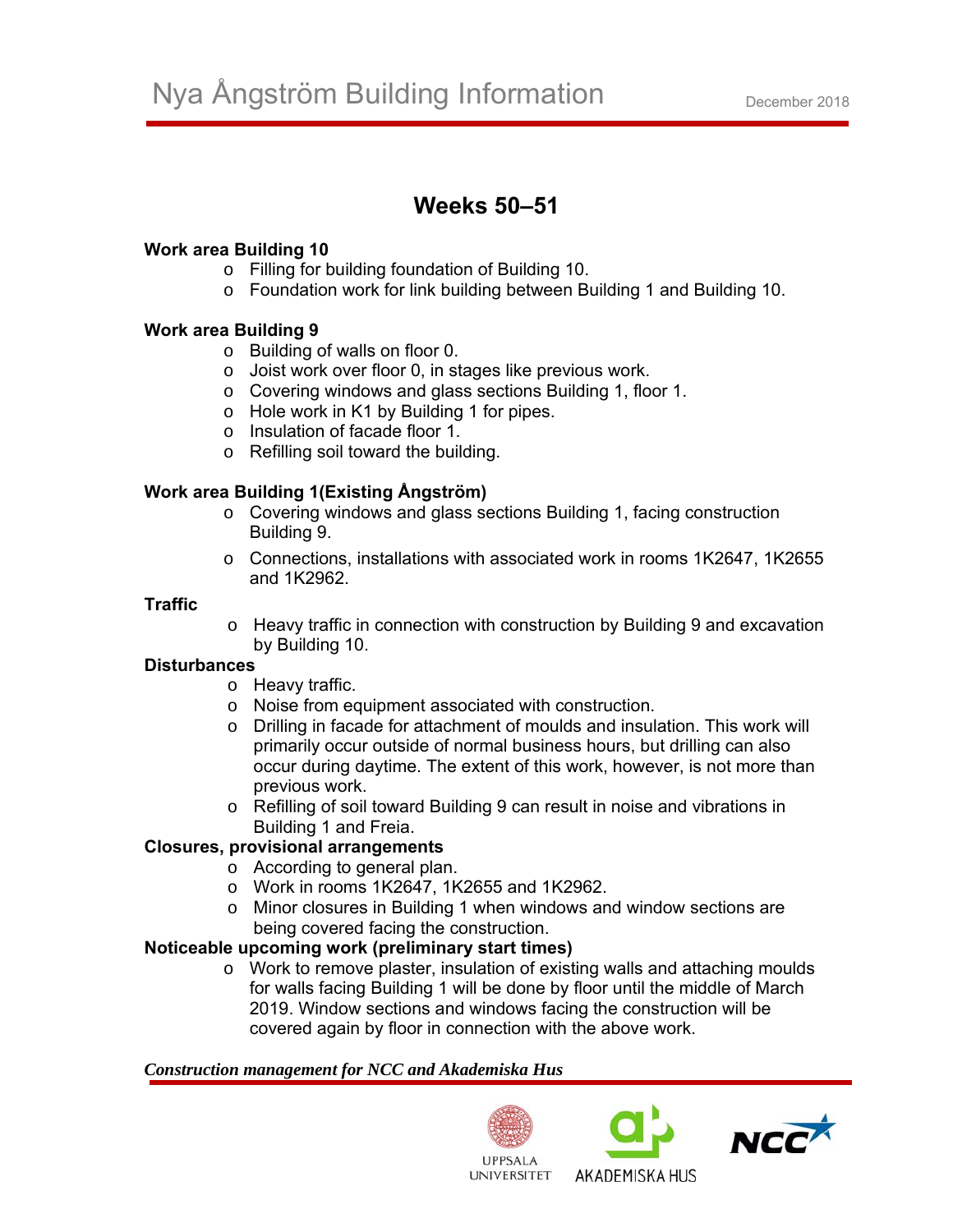# Nya Ångström Building Information

December 2018

## Weeks 50–51

**Work area Building 10**

- Filling for building foundation of Building 10.
- Foundation work for link building between Building 1 and Building 10.

**Work area Building 9**

- Building of walls on floor 0.
- Joist work over floor 0, in stages like previous work.
- Covering windows and glass sections Building 1, floor 1.
- Hole work in K1 by Building 1 for pipes.
- Insulation of facade floor 1.
- Refilling soil toward the building.

**Work area Building 1(Existing Ångström)**

- Covering windows and glass sections Building 1, facing construction Building 9.
- Connections, installations with associated work in rooms 1K2647, 1K2655 and 1K2962.

**Traffic**

- Heavy traffic in connection with construction by Building 9 and excavation by Building 10.

**Disturbances**

- Heavy traffic.
- Noise from equipment associated with construction.
- Drilling in facade for attachment of moulds and insulation. This work will primarily occur outside of normal business hours, but drilling can also occur during daytime. The extent of this work, however, is not more than previous work.
- Refilling of soil toward Building 9 can result in noise and vibrations in Building 1 and Freia.

**Closures, provisional arrangements**

- According to general plan.
- Work in rooms 1K2647, 1K2655 and 1K2962.
- Minor closures in Building 1 when windows and window sections are being covered facing the construction.

**Noticeable upcoming work (preliminary start times)**

- Work to remove plaster, insulation of existing walls and attaching moulds for walls facing Building 1 will be done by floor until the middle of March 2019. Window sections and windows facing the construction will be covered again by floor in connection with the above work.

***Construction management for NCC and Akademiska Hus***

UPPSALA UNIVERSITET AKADEMISKA HUS NCC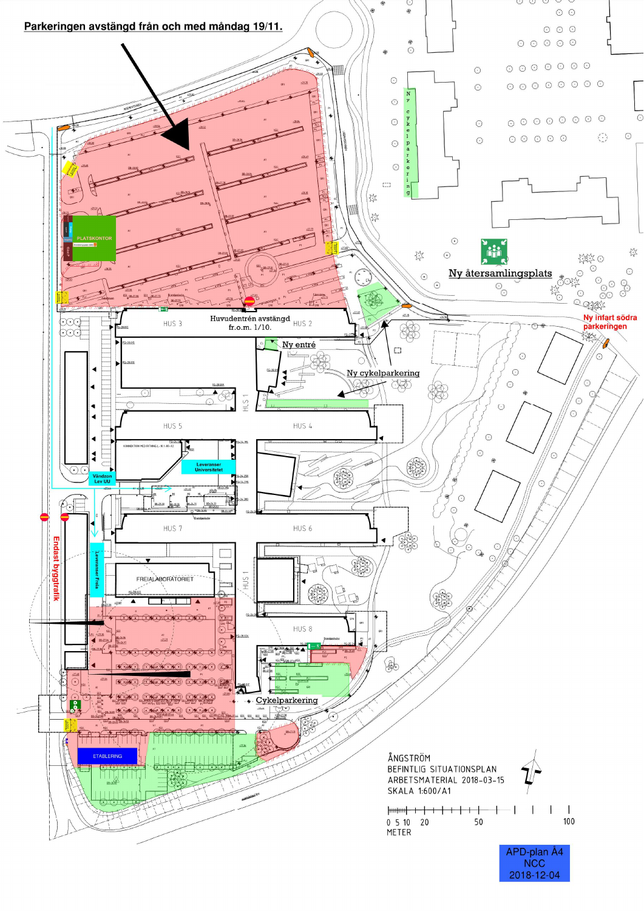**Parkeringen avstängd från och med måndag 19/11.**

PLATSKONTOR

Huvudentrén avstängd fr.o.m. 1/10.

HUS 3

HUS 2

Ny entré

Ny cykelparkering

Ny cykelparkering

Ny återsamlingsplats

Ny infart södra parkeringen

HUS 5

HUS 4

HUS 1

Leveranser Universitetet

Vändzon Lev UU

HUS 7

HUS 6

Endast byggtrafik

Leveranser Freja

FREIALABORATORIET

HUS 1

HUS 8

Cykelparkering

ETABLERING

ÅNGSTRÖM
BEFINTLIG SITUATIONSPLAN
ARBETSMATERIAL 2018-03-15
SKALA 1:600/A1

0 5 10 20 50 100
METER

APD-plan A4
NCC
2018-12-04